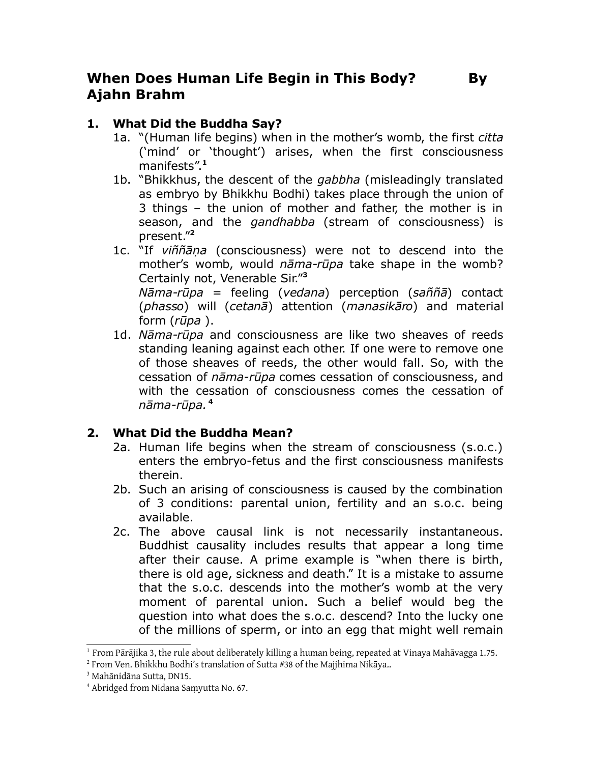# When Does Human Life Begin in This Body? By Ajahn Brahm

## 1. What Did the Buddha Say?

1a. "(Human life begins) when in the mother's womb, the first *citta* ('mind' or 'thought') arises, when the first consciousness manifests".[1]

1b. "Bhikkhus, the descent of the *gabbha* (misleadingly translated as embryo by Bhikkhu Bodhi) takes place through the union of 3 things – the union of mother and father, the mother is in season, and the *gandhabba* (stream of consciousness) is present."[2]

1c. "If *viññāṇa* (consciousness) were not to descend into the mother's womb, would *nāma-rūpa* take shape in the womb? Certainly not, Venerable Sir."[3]
*Nāma-rūpa* = feeling (*vedana*) perception (*saññā*) contact (*phasso*) will (*cetanā*) attention (*manasikāro*) and material form (*rūpa* ).

1d. *Nāma-rūpa* and consciousness are like two sheaves of reeds standing leaning against each other. If one were to remove one of those sheaves of reeds, the other would fall. So, with the cessation of *nāma-rūpa* comes cessation of consciousness, and with the cessation of consciousness comes the cessation of *nāma-rūpa.*[4]

## 2. What Did the Buddha Mean?

2a. Human life begins when the stream of consciousness (s.o.c.) enters the embryo-fetus and the first consciousness manifests therein.

2b. Such an arising of consciousness is caused by the combination of 3 conditions: parental union, fertility and an s.o.c. being available.

2c. The above causal link is not necessarily instantaneous. Buddhist causality includes results that appear a long time after their cause. A prime example is "when there is birth, there is old age, sickness and death." It is a mistake to assume that the s.o.c. descends into the mother's womb at the very moment of parental union. Such a belief would beg the question into what does the s.o.c. descend? Into the lucky one of the millions of sperm, or into an egg that might well remain

---

[1] From Pārājika 3, the rule about deliberately killing a human being, repeated at Vinaya Mahāvagga 1.75.

[2] From Ven. Bhikkhu Bodhi's translation of Sutta #38 of the Majjhima Nikāya..

[3] Mahānidāna Sutta, DN15.

[4] Abridged from Nidana Saṃyutta No. 67.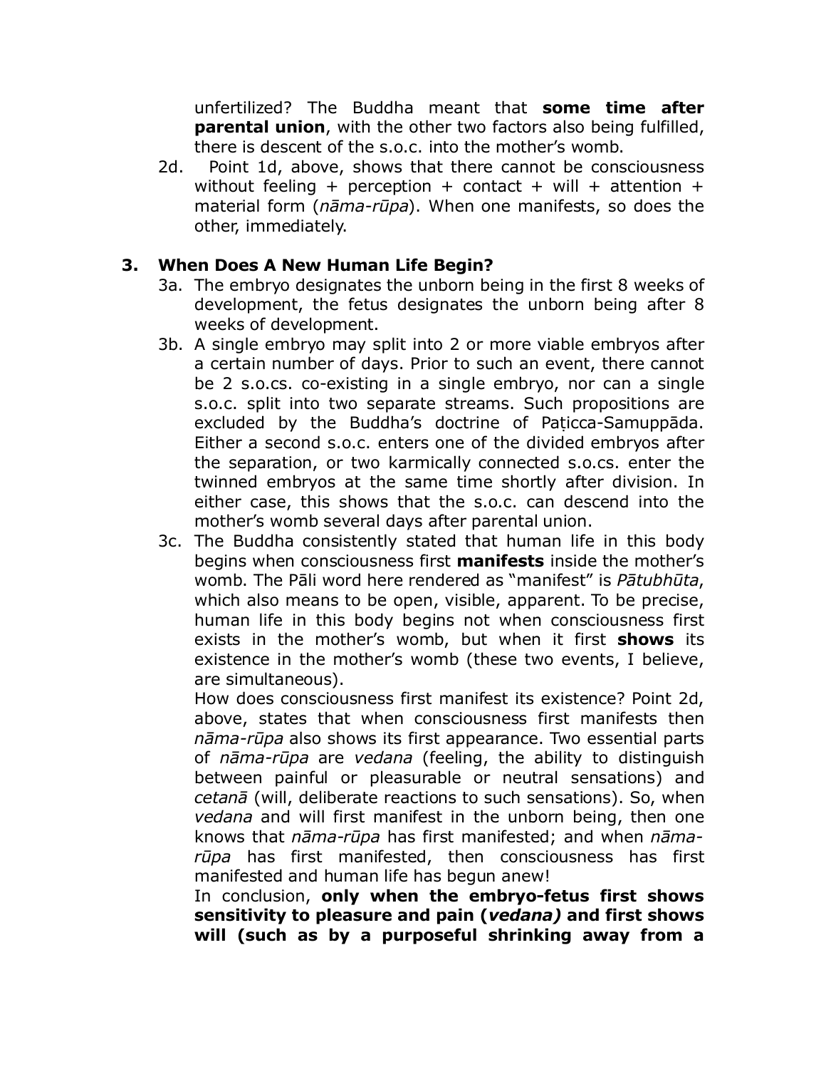unfertilized? The Buddha meant that **some time after parental union**, with the other two factors also being fulfilled, there is descent of the s.o.c. into the mother's womb.

2d. Point 1d, above, shows that there cannot be consciousness without feeling + perception + contact + will + attention + material form (*nāma-rūpa*). When one manifests, so does the other, immediately.

## 3. When Does A New Human Life Begin?

3a. The embryo designates the unborn being in the first 8 weeks of development, the fetus designates the unborn being after 8 weeks of development.

3b. A single embryo may split into 2 or more viable embryos after a certain number of days. Prior to such an event, there cannot be 2 s.o.cs. co-existing in a single embryo, nor can a single s.o.c. split into two separate streams. Such propositions are excluded by the Buddha's doctrine of Paṭicca-Samuppāda. Either a second s.o.c. enters one of the divided embryos after the separation, or two karmically connected s.o.cs. enter the twinned embryos at the same time shortly after division. In either case, this shows that the s.o.c. can descend into the mother's womb several days after parental union.

3c. The Buddha consistently stated that human life in this body begins when consciousness first **manifests** inside the mother's womb. The Pāli word here rendered as "manifest" is *Pātubhūta*, which also means to be open, visible, apparent. To be precise, human life in this body begins not when consciousness first exists in the mother's womb, but when it first **shows** its existence in the mother's womb (these two events, I believe, are simultaneous).

How does consciousness first manifest its existence? Point 2d, above, states that when consciousness first manifests then *nāma-rūpa* also shows its first appearance. Two essential parts of *nāma-rūpa* are *vedana* (feeling, the ability to distinguish between painful or pleasurable or neutral sensations) and *cetanā* (will, deliberate reactions to such sensations). So, when *vedana* and will first manifest in the unborn being, then one knows that *nāma-rūpa* has first manifested; and when *nāma-rūpa* has first manifested, then consciousness has first manifested and human life has begun anew!

In conclusion, **only when the embryo-fetus first shows sensitivity to pleasure and pain (*vedana)* and first shows will (such as by a purposeful shrinking away from a**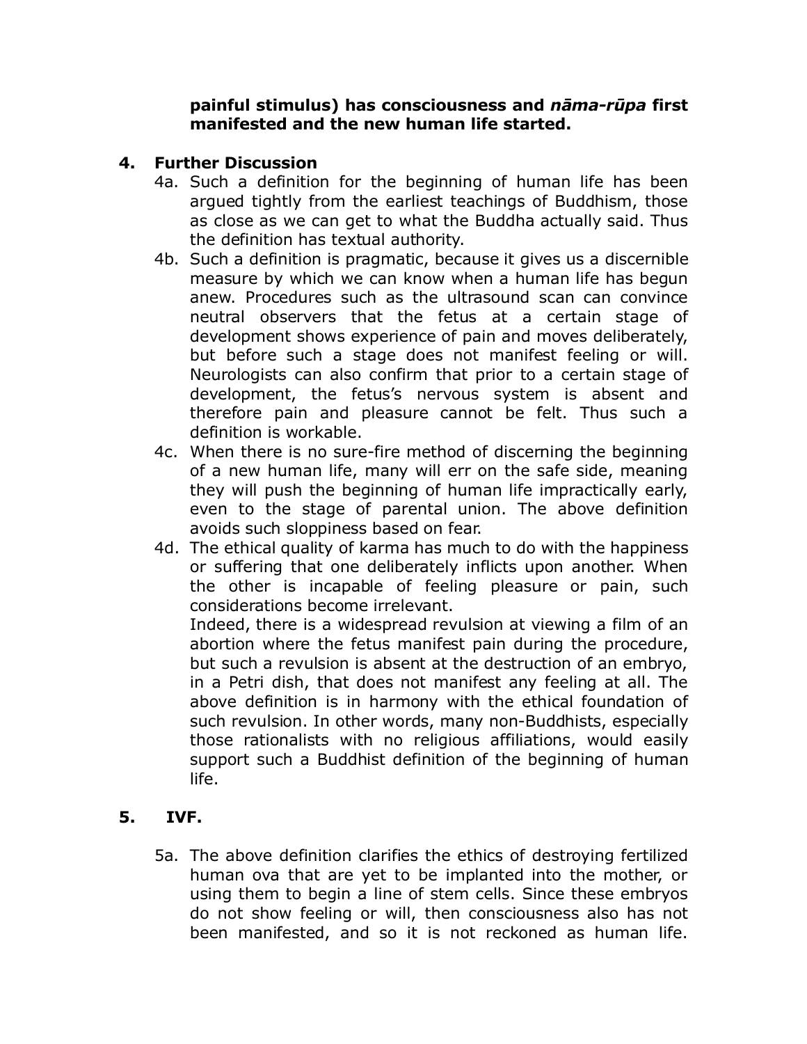**painful stimulus) has consciousness and *nāma-rūpa* first manifested and the new human life started.**

## 4. Further Discussion

4a. Such a definition for the beginning of human life has been argued tightly from the earliest teachings of Buddhism, those as close as we can get to what the Buddha actually said. Thus the definition has textual authority.

4b. Such a definition is pragmatic, because it gives us a discernible measure by which we can know when a human life has begun anew. Procedures such as the ultrasound scan can convince neutral observers that the fetus at a certain stage of development shows experience of pain and moves deliberately, but before such a stage does not manifest feeling or will. Neurologists can also confirm that prior to a certain stage of development, the fetus's nervous system is absent and therefore pain and pleasure cannot be felt. Thus such a definition is workable.

4c. When there is no sure-fire method of discerning the beginning of a new human life, many will err on the safe side, meaning they will push the beginning of human life impractically early, even to the stage of parental union. The above definition avoids such sloppiness based on fear.

4d. The ethical quality of karma has much to do with the happiness or suffering that one deliberately inflicts upon another. When the other is incapable of feeling pleasure or pain, such considerations become irrelevant.

Indeed, there is a widespread revulsion at viewing a film of an abortion where the fetus manifest pain during the procedure, but such a revulsion is absent at the destruction of an embryo, in a Petri dish, that does not manifest any feeling at all. The above definition is in harmony with the ethical foundation of such revulsion. In other words, many non-Buddhists, especially those rationalists with no religious affiliations, would easily support such a Buddhist definition of the beginning of human life.

## 5. IVF.

5a. The above definition clarifies the ethics of destroying fertilized human ova that are yet to be implanted into the mother, or using them to begin a line of stem cells. Since these embryos do not show feeling or will, then consciousness also has not been manifested, and so it is not reckoned as human life.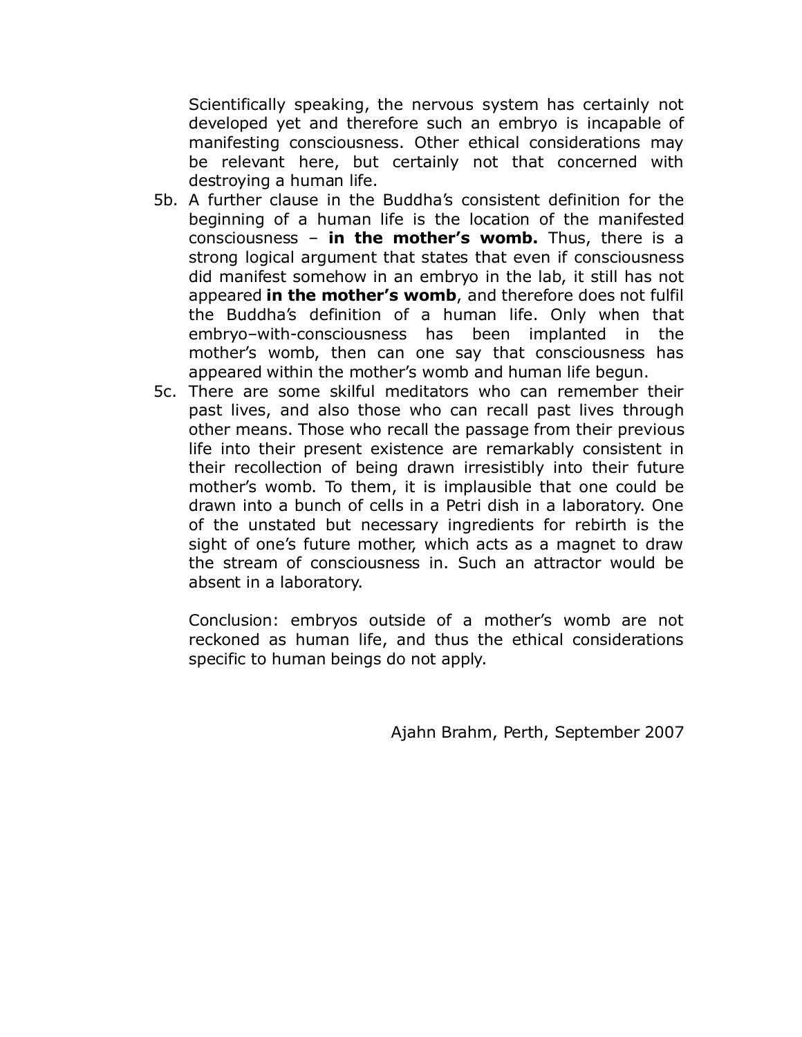Scientifically speaking, the nervous system has certainly not developed yet and therefore such an embryo is incapable of manifesting consciousness. Other ethical considerations may be relevant here, but certainly not that concerned with destroying a human life.

5b. A further clause in the Buddha's consistent definition for the beginning of a human life is the location of the manifested consciousness – **in the mother's womb.** Thus, there is a strong logical argument that states that even if consciousness did manifest somehow in an embryo in the lab, it still has not appeared **in the mother's womb**, and therefore does not fulfil the Buddha's definition of a human life. Only when that embryo–with-consciousness has been implanted in the mother's womb, then can one say that consciousness has appeared within the mother's womb and human life begun.

5c. There are some skilful meditators who can remember their past lives, and also those who can recall past lives through other means. Those who recall the passage from their previous life into their present existence are remarkably consistent in their recollection of being drawn irresistibly into their future mother's womb. To them, it is implausible that one could be drawn into a bunch of cells in a Petri dish in a laboratory. One of the unstated but necessary ingredients for rebirth is the sight of one's future mother, which acts as a magnet to draw the stream of consciousness in. Such an attractor would be absent in a laboratory.

Conclusion: embryos outside of a mother's womb are not reckoned as human life, and thus the ethical considerations specific to human beings do not apply.

Ajahn Brahm, Perth, September 2007